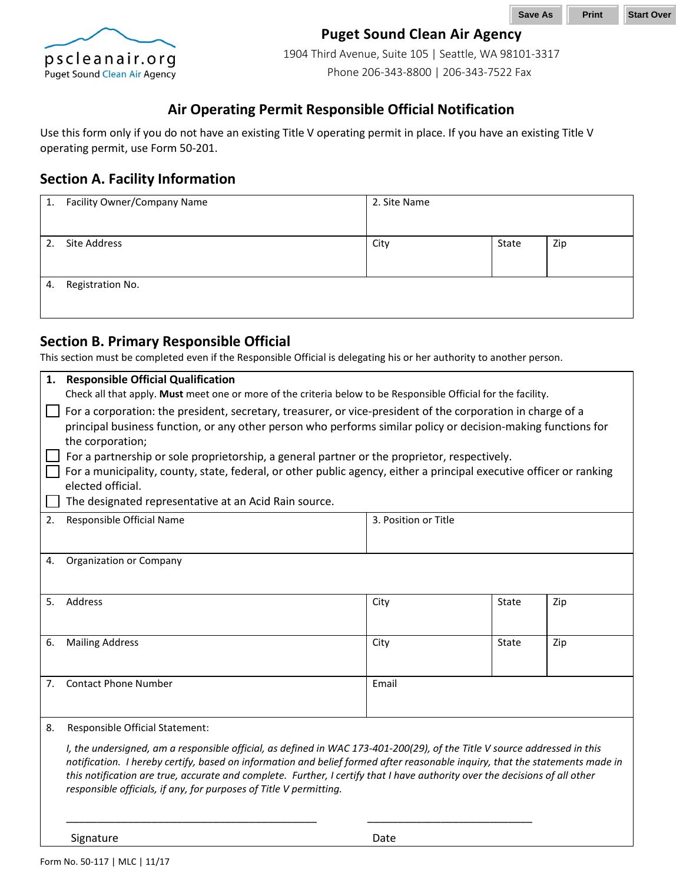Save As | Print | Start Over

pscleanair.org
Puget Sound Clean Air Agency

**Puget Sound Clean Air Agency**
1904 Third Avenue, Suite 105 | Seattle, WA 98101-3317
Phone 206-343-8800 | 206-343-7522 Fax

# Air Operating Permit Responsible Official Notification

Use this form only if you do not have an existing Title V operating permit in place. If you have an existing Title V operating permit, use Form 50-201.

## Section A. Facility Information

| 1. Facility Owner/Company Name | 2. Site Name | | |
|---|---|---|---|
| 2. Site Address | City | State | Zip |
| 4. Registration No. | | | |

## Section B. Primary Responsible Official

This section must be completed even if the Responsible Official is delegating his or her authority to another person.

**1. Responsible Official Qualification**

Check all that apply. **Must** meet one or more of the criteria below to be Responsible Official for the facility.

- ☐ For a corporation: the president, secretary, treasurer, or vice-president of the corporation in charge of a principal business function, or any other person who performs similar policy or decision-making functions for the corporation;
- ☐ For a partnership or sole proprietorship, a general partner or the proprietor, respectively.
- ☐ For a municipality, county, state, federal, or other public agency, either a principal executive officer or ranking elected official.
- ☐ The designated representative at an Acid Rain source.

| 2. Responsible Official Name | 3. Position or Title | | |
|---|---|---|---|
| 4. Organization or Company | | | |
| 5. Address | City | State | Zip |
| 6. Mailing Address | City | State | Zip |
| 7. Contact Phone Number | Email | | |

8. Responsible Official Statement:

*I, the undersigned, am a responsible official, as defined in WAC 173-401-200(29), of the Title V source addressed in this notification. I hereby certify, based on information and belief formed after reasonable inquiry, that the statements made in this notification are true, accurate and complete. Further, I certify that I have authority over the decisions of all other responsible officials, if any, for purposes of Title V permitting.*

_____________________________________________ ______________________________

Signature Date

Form No. 50-117 | MLC | 11/17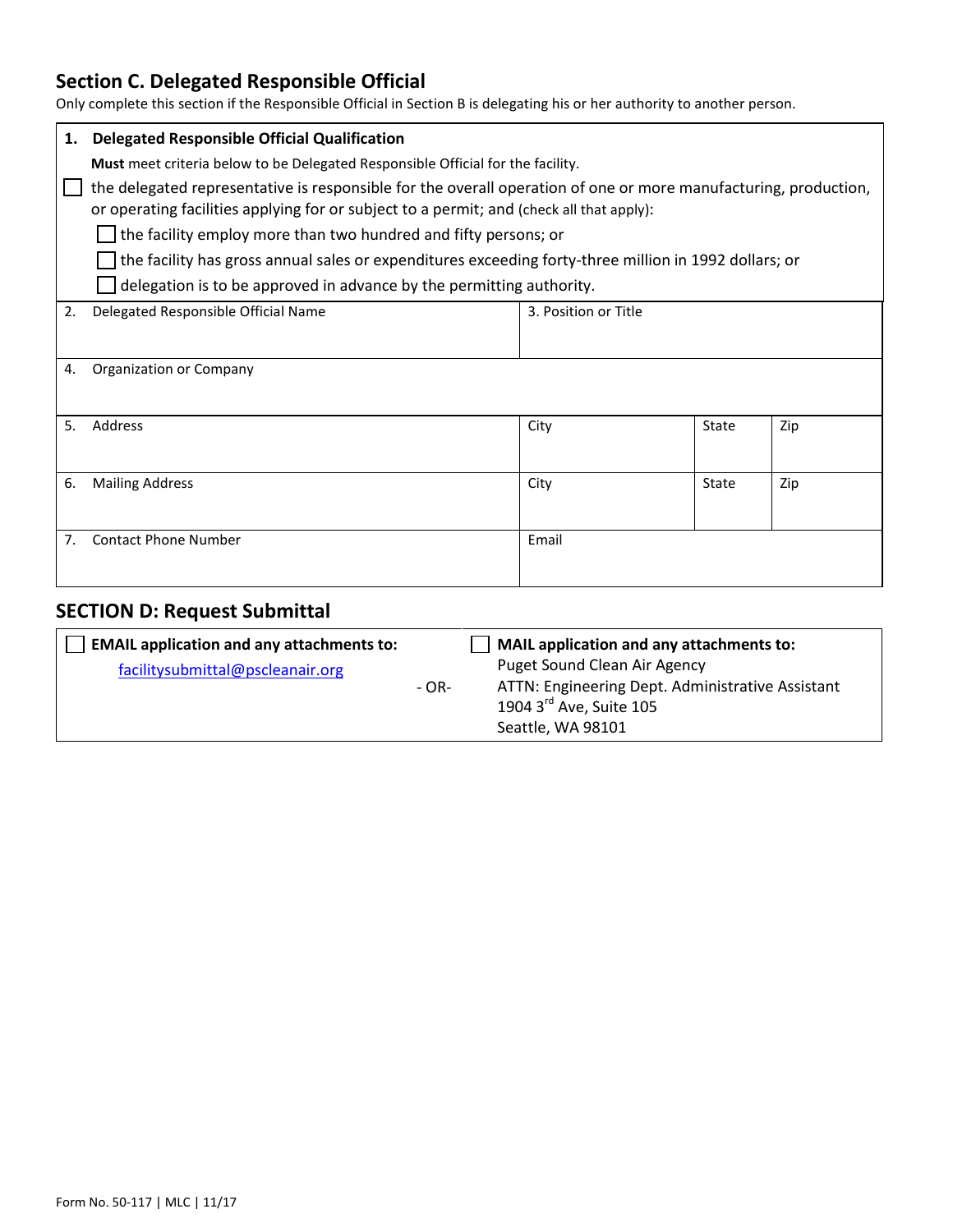## Section C. Delegated Responsible Official

Only complete this section if the Responsible Official in Section B is delegating his or her authority to another person.

**1. Delegated Responsible Official Qualification**

**Must** meet criteria below to be Delegated Responsible Official for the facility.

☐ the delegated representative is responsible for the overall operation of one or more manufacturing, production, or operating facilities applying for or subject to a permit; and (check all that apply):

- ☐ the facility employ more than two hundred and fifty persons; or
- ☐ the facility has gross annual sales or expenditures exceeding forty-three million in 1992 dollars; or
- ☐ delegation is to be approved in advance by the permitting authority.

| | | | |
|---|---|---|---|
| 2. Delegated Responsible Official Name | 3. Position or Title | | |
| 4. Organization or Company | | | |
| 5. Address | City | State | Zip |
| 6. Mailing Address | City | State | Zip |
| 7. Contact Phone Number | Email | | |

## SECTION D: Request Submittal

| | | |
|---|---|---|
| ☐ **EMAIL application and any attachments to:** facilitysubmittal@pscleanair.org | - OR- | ☐ **MAIL application and any attachments to:** Puget Sound Clean Air Agency ATTN: Engineering Dept. Administrative Assistant 1904 3rd Ave, Suite 105 Seattle, WA 98101 |

Form No. 50-117 | MLC | 11/17